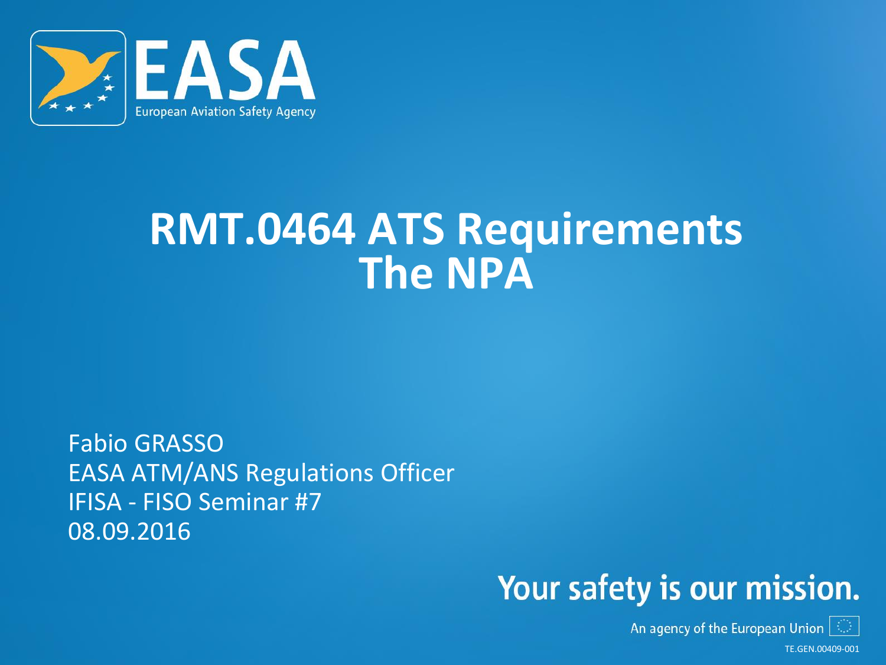EASA

European Aviation Safety Agency

# RMT.0464 ATS Requirements The NPA

Fabio GRASSO
EASA ATM/ANS Regulations Officer
IFISA - FISO Seminar #7
08.09.2016

Your safety is our mission.

An agency of the European Union

TE.GEN.00409-001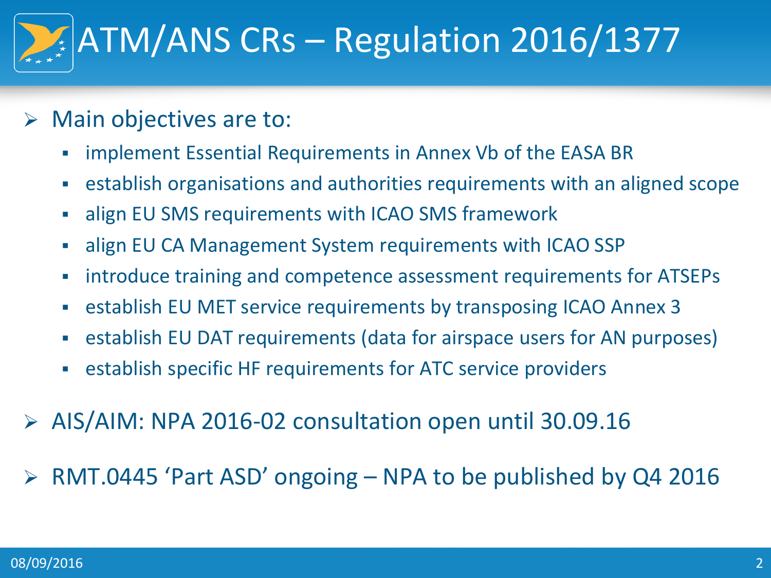# ATM/ANS CRs – Regulation 2016/1377

- Main objectives are to:
  - implement Essential Requirements in Annex Vb of the EASA BR
  - establish organisations and authorities requirements with an aligned scope
  - align EU SMS requirements with ICAO SMS framework
  - align EU CA Management System requirements with ICAO SSP
  - introduce training and competence assessment requirements for ATSEPs
  - establish EU MET service requirements by transposing ICAO Annex 3
  - establish EU DAT requirements (data for airspace users for AN purposes)
  - establish specific HF requirements for ATC service providers
- AIS/AIM: NPA 2016-02 consultation open until 30.09.16
- RMT.0445 'Part ASD' ongoing – NPA to be published by Q4 2016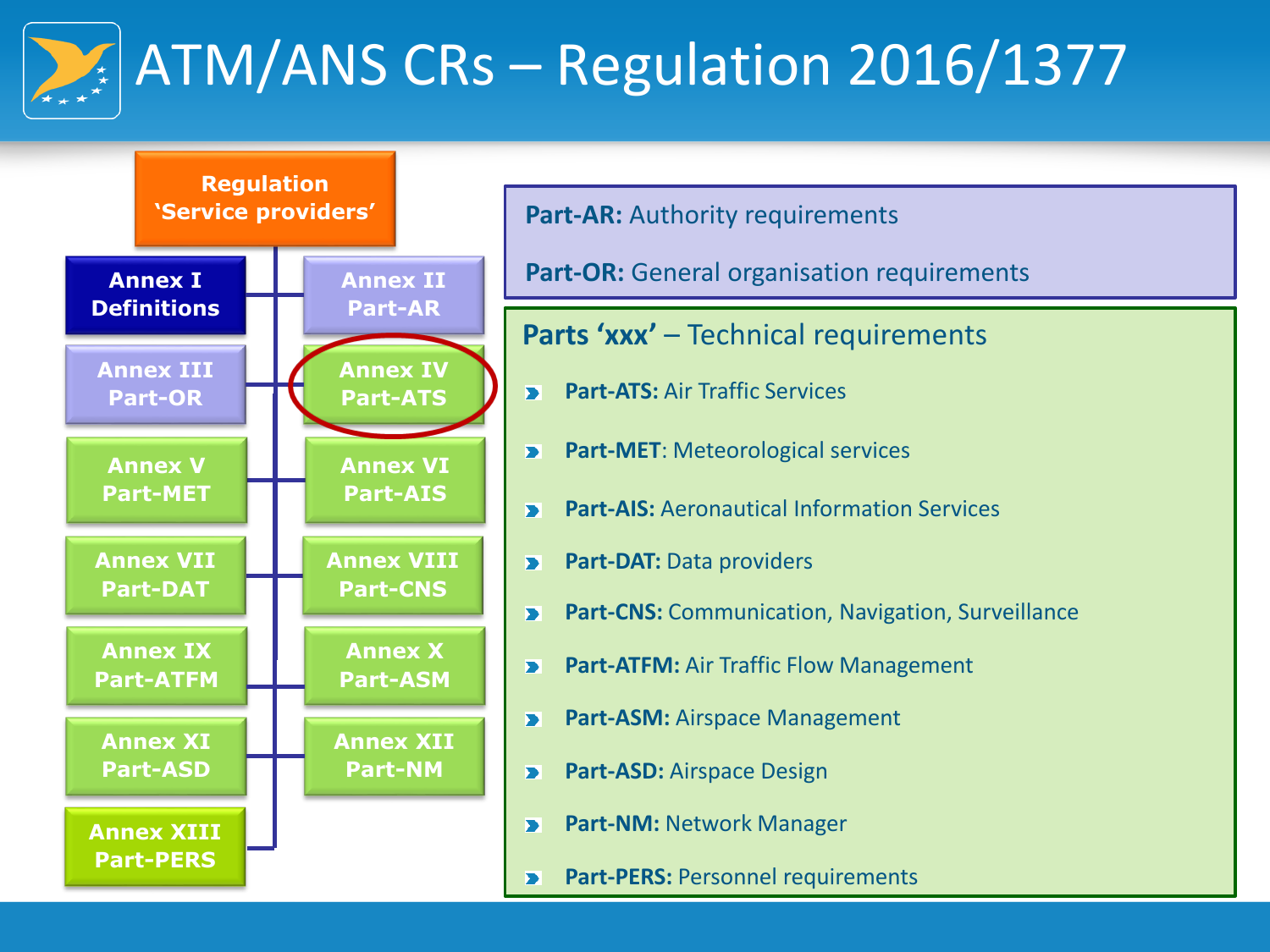# ATM/ANS CRs – Regulation 2016/1377

**Regulation 'Service providers'**

- Annex I Definitions
- Annex II Part-AR
- Annex III Part-OR
- Annex IV Part-ATS
- Annex V Part-MET
- Annex VI Part-AIS
- Annex VII Part-DAT
- Annex VIII Part-CNS
- Annex IX Part-ATFM
- Annex X Part-ASM
- Annex XI Part-ASD
- Annex XII Part-NM
- Annex XIII Part-PERS

**Part-AR:** Authority requirements

**Part-OR:** General organisation requirements

## Parts 'xxx' – Technical requirements

- **Part-ATS:** Air Traffic Services
- **Part-MET**: Meteorological services
- **Part-AIS:** Aeronautical Information Services
- **Part-DAT:** Data providers
- **Part-CNS:** Communication, Navigation, Surveillance
- **Part-ATFM:** Air Traffic Flow Management
- **Part-ASM:** Airspace Management
- **Part-ASD:** Airspace Design
- **Part-NM:** Network Manager
- **Part-PERS:** Personnel requirements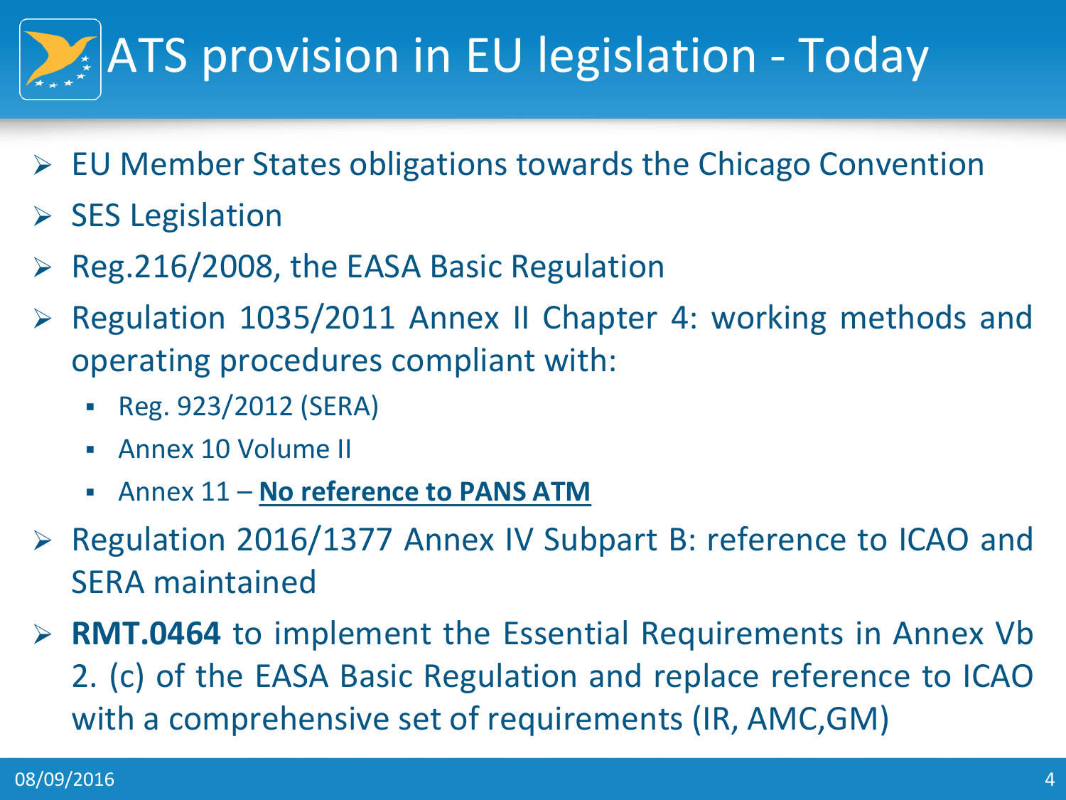# ATS provision in EU legislation - Today

- EU Member States obligations towards the Chicago Convention
- SES Legislation
- Reg.216/2008, the EASA Basic Regulation
- Regulation 1035/2011 Annex II Chapter 4: working methods and operating procedures compliant with:
  - Reg. 923/2012 (SERA)
  - Annex 10 Volume II
  - Annex 11 – **No reference to PANS ATM**
- Regulation 2016/1377 Annex IV Subpart B: reference to ICAO and SERA maintained
- **RMT.0464** to implement the Essential Requirements in Annex Vb 2. (c) of the EASA Basic Regulation and replace reference to ICAO with a comprehensive set of requirements (IR, AMC,GM)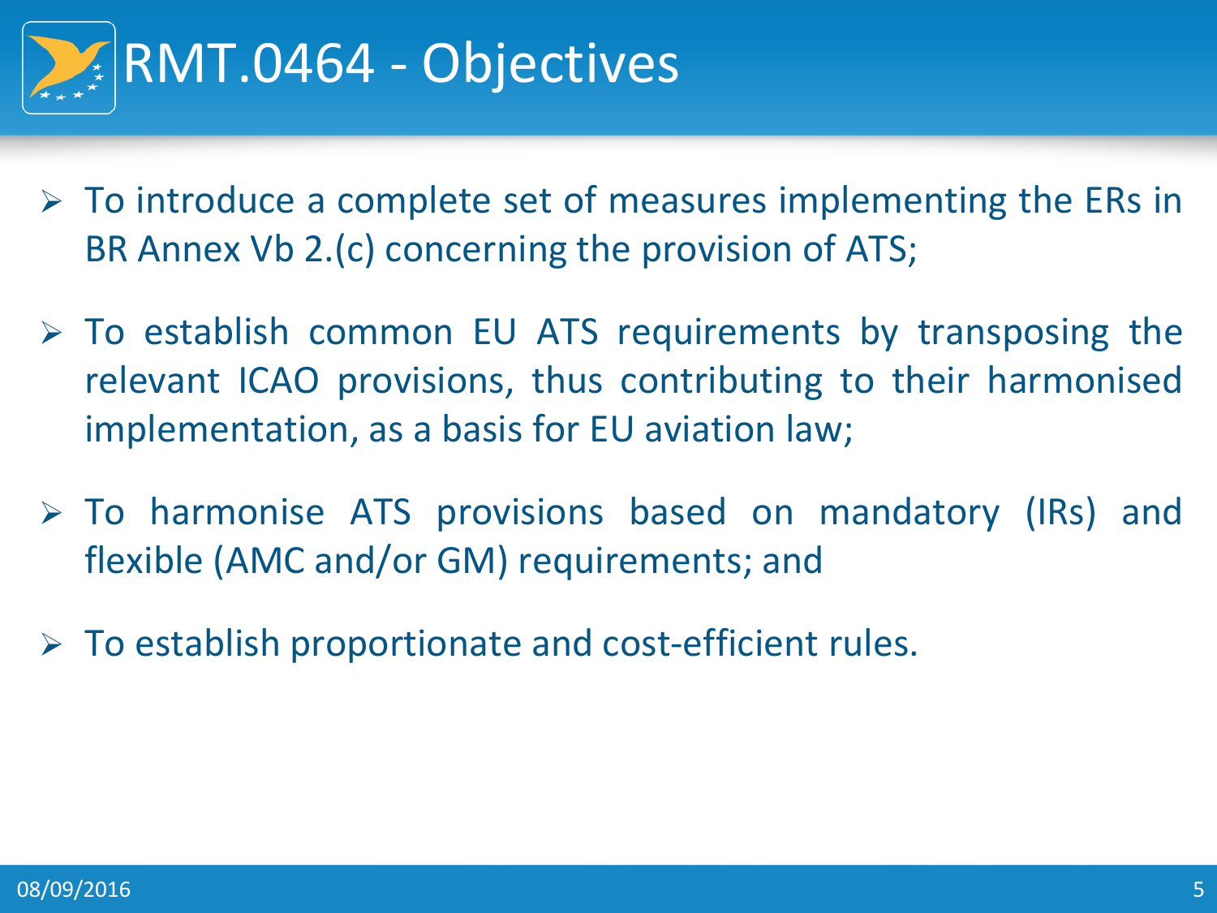# RMT.0464 - Objectives

- To introduce a complete set of measures implementing the ERs in BR Annex Vb 2.(c) concerning the provision of ATS;
- To establish common EU ATS requirements by transposing the relevant ICAO provisions, thus contributing to their harmonised implementation, as a basis for EU aviation law;
- To harmonise ATS provisions based on mandatory (IRs) and flexible (AMC and/or GM) requirements; and
- To establish proportionate and cost-efficient rules.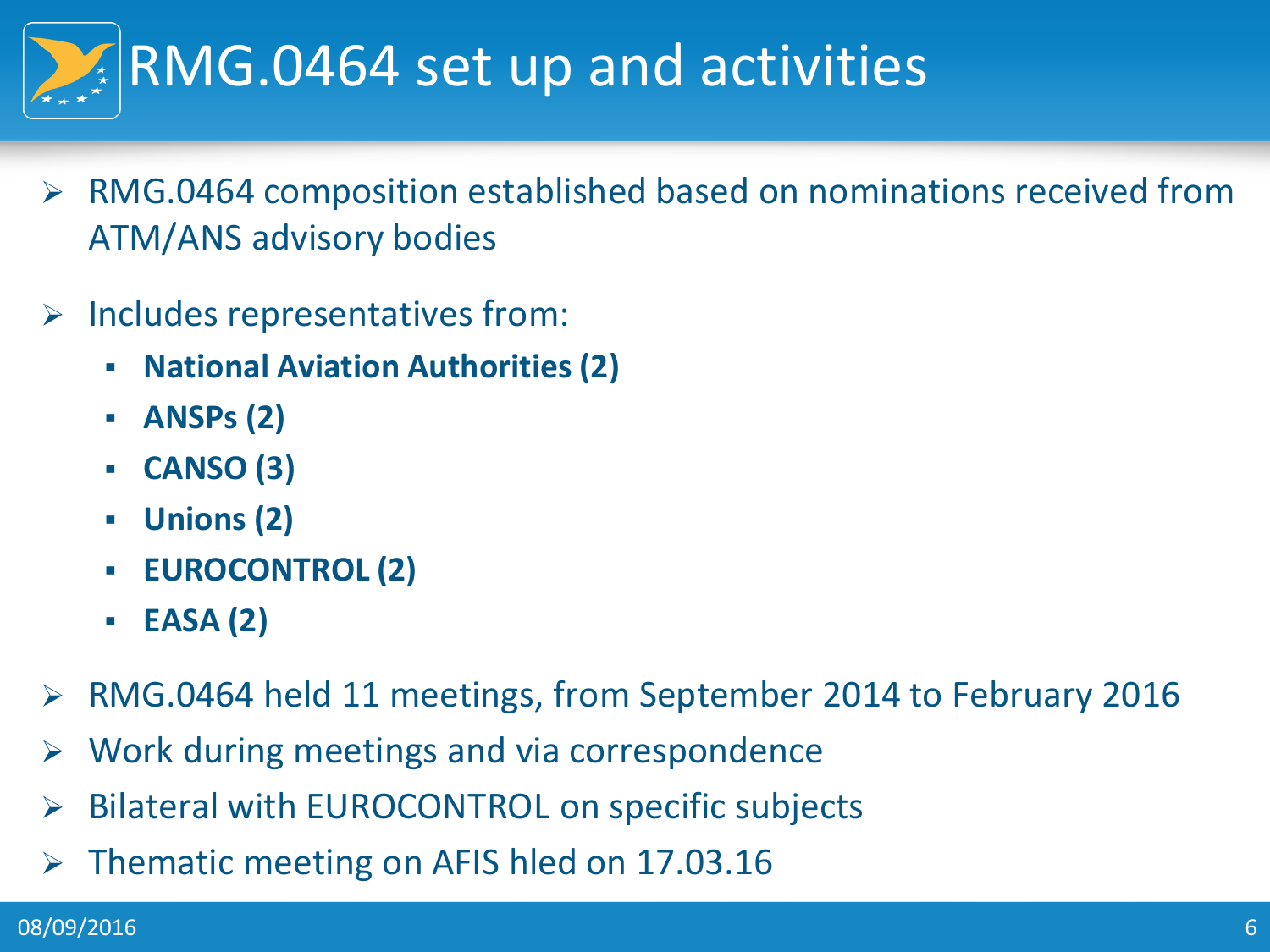# RMG.0464 set up and activities

- RMG.0464 composition established based on nominations received from ATM/ANS advisory bodies
- Includes representatives from:
  - **National Aviation Authorities (2)**
  - **ANSPs (2)**
  - **CANSO (3)**
  - **Unions (2)**
  - **EUROCONTROL (2)**
  - **EASA (2)**
- RMG.0464 held 11 meetings, from September 2014 to February 2016
- Work during meetings and via correspondence
- Bilateral with EUROCONTROL on specific subjects
- Thematic meeting on AFIS hled on 17.03.16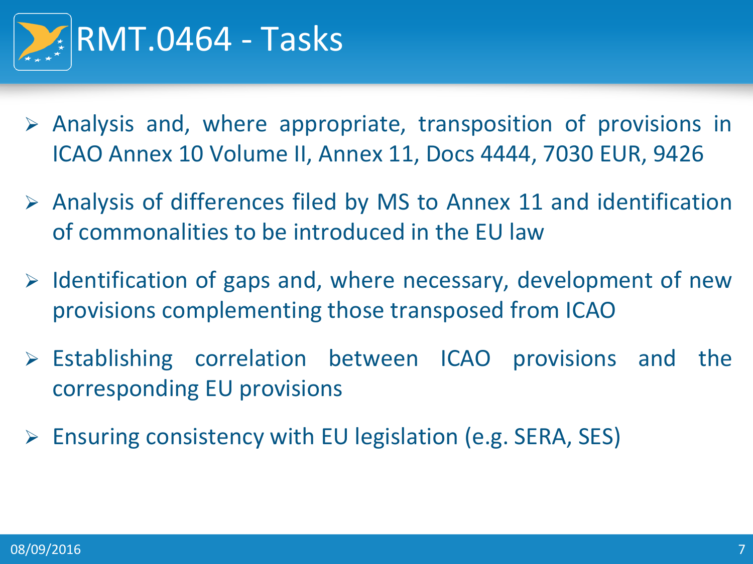# RMT.0464 - Tasks

- Analysis and, where appropriate, transposition of provisions in ICAO Annex 10 Volume II, Annex 11, Docs 4444, 7030 EUR, 9426
- Analysis of differences filed by MS to Annex 11 and identification of commonalities to be introduced in the EU law
- Identification of gaps and, where necessary, development of new provisions complementing those transposed from ICAO
- Establishing correlation between ICAO provisions and the corresponding EU provisions
- Ensuring consistency with EU legislation (e.g. SERA, SES)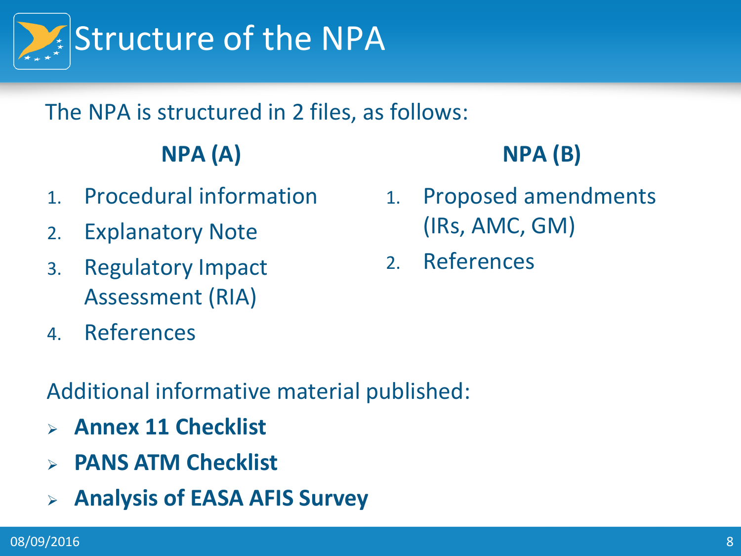# Structure of the NPA

The NPA is structured in 2 files, as follows:

**NPA (A)**

1. Procedural information
2. Explanatory Note
3. Regulatory Impact Assessment (RIA)
4. References

**NPA (B)**

1. Proposed amendments (IRs, AMC, GM)
2. References

Additional informative material published:

- **Annex 11 Checklist**
- **PANS ATM Checklist**
- **Analysis of EASA AFIS Survey**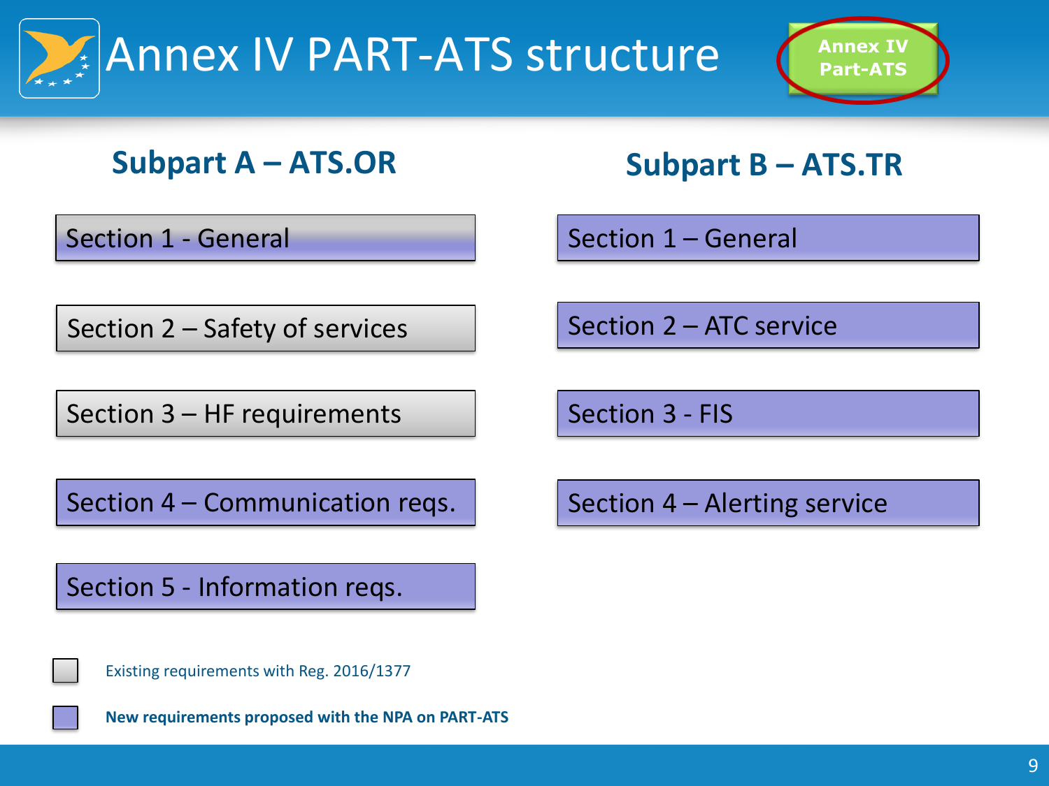# Annex IV PART-ATS structure

Annex IV Part-ATS

## Subpart A – ATS.OR

- Section 1 - General
- Section 2 – Safety of services
- Section 3 – HF requirements
- Section 4 – Communication reqs.
- Section 5 - Information reqs.

## Subpart B – ATS.TR

- Section 1 – General
- Section 2 – ATC service
- Section 3 - FIS
- Section 4 – Alerting service

Existing requirements with Reg. 2016/1377

**New requirements proposed with the NPA on PART-ATS**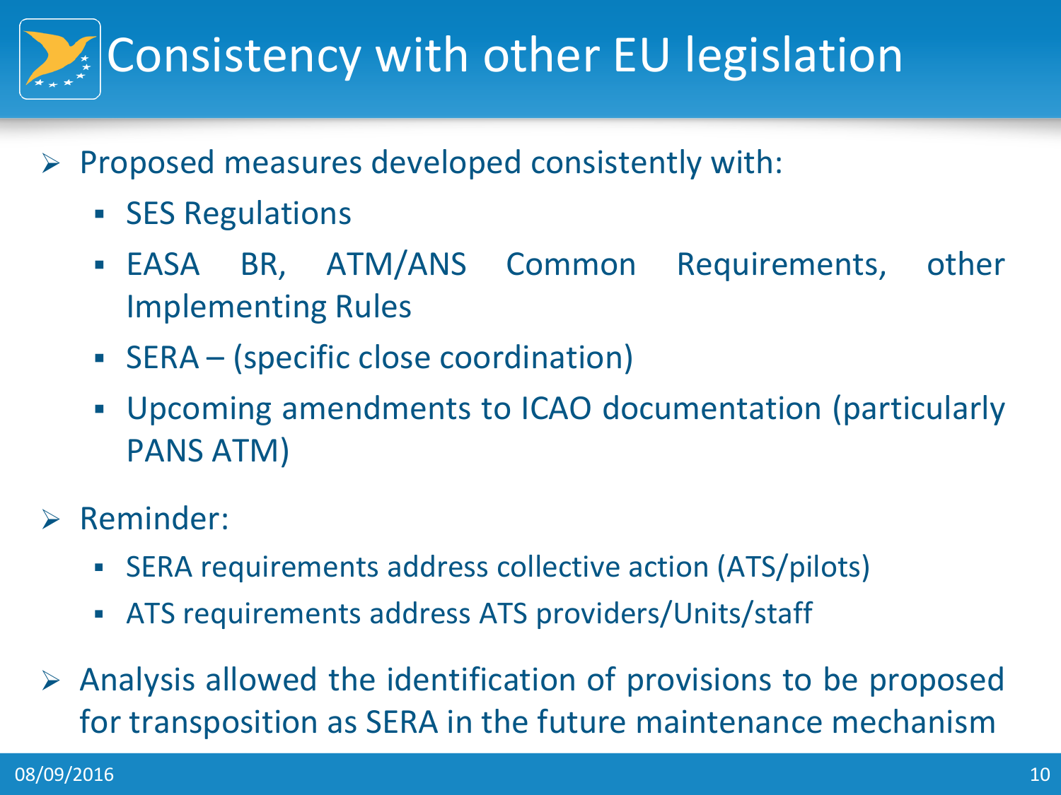# Consistency with other EU legislation

- Proposed measures developed consistently with:
  - SES Regulations
  - EASA BR, ATM/ANS Common Requirements, other Implementing Rules
  - SERA – (specific close coordination)
  - Upcoming amendments to ICAO documentation (particularly PANS ATM)
- Reminder:
  - SERA requirements address collective action (ATS/pilots)
  - ATS requirements address ATS providers/Units/staff
- Analysis allowed the identification of provisions to be proposed for transposition as SERA in the future maintenance mechanism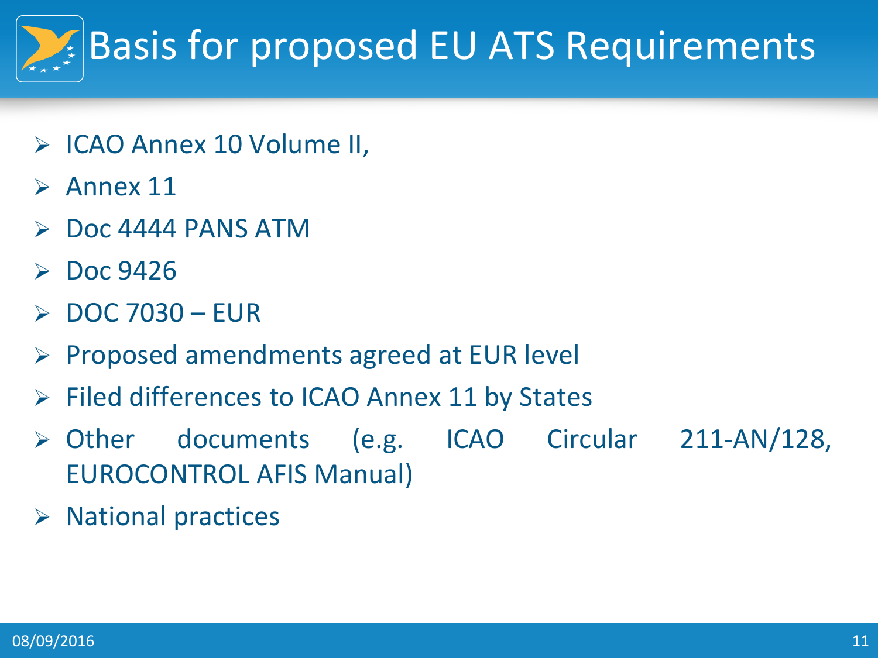# Basis for proposed EU ATS Requirements

- ICAO Annex 10 Volume II,
- Annex 11
- Doc 4444 PANS ATM
- Doc 9426
- DOC 7030 – EUR
- Proposed amendments agreed at EUR level
- Filed differences to ICAO Annex 11 by States
- Other documents (e.g. ICAO Circular 211-AN/128, EUROCONTROL AFIS Manual)
- National practices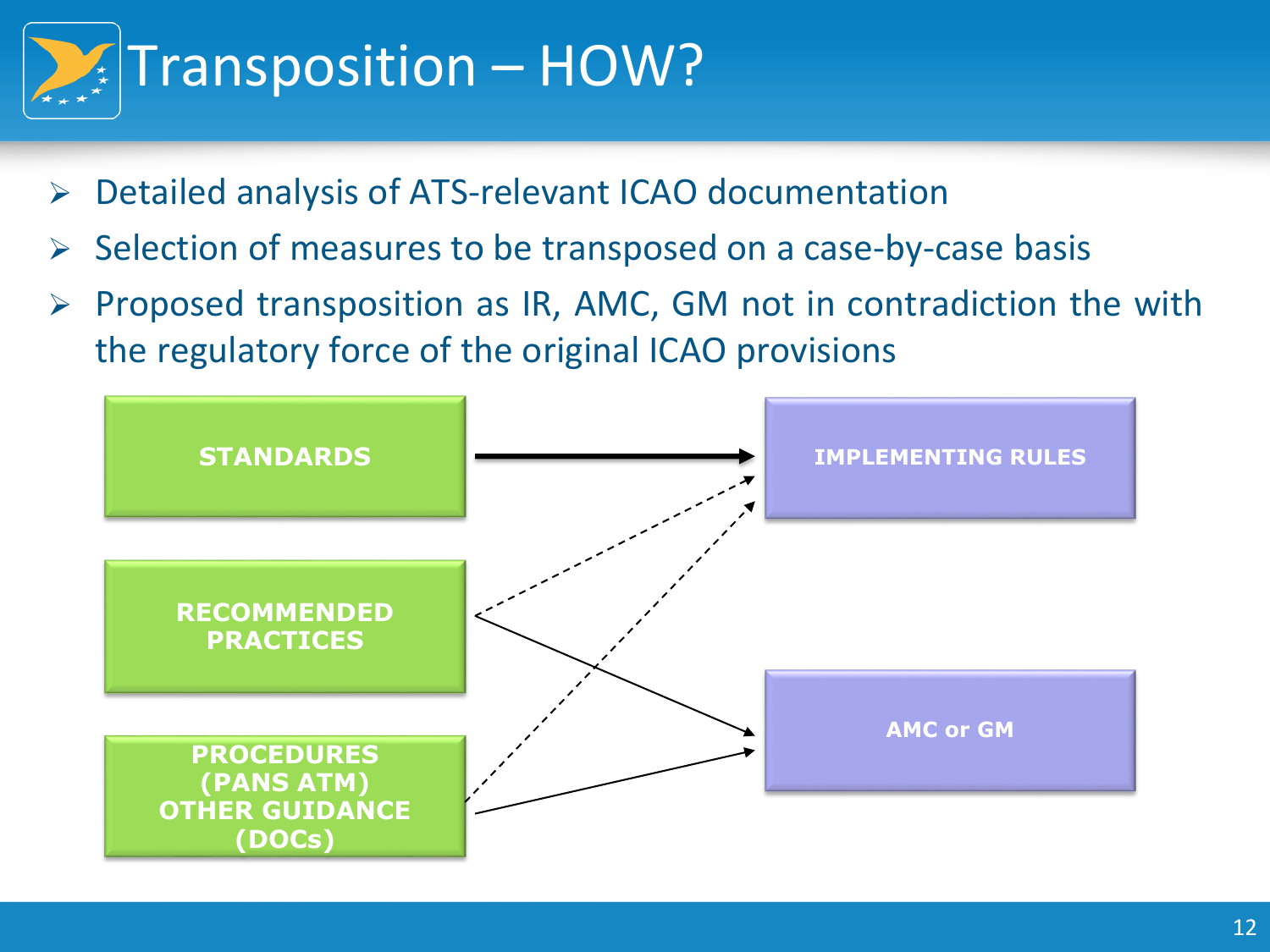# Transposition – HOW?

- Detailed analysis of ATS-relevant ICAO documentation
- Selection of measures to be transposed on a case-by-case basis
- Proposed transposition as IR, AMC, GM not in contradiction the with the regulatory force of the original ICAO provisions

STANDARDS

RECOMMENDED PRACTICES

PROCEDURES (PANS ATM) OTHER GUIDANCE (DOCs)

IMPLEMENTING RULES

AMC or GM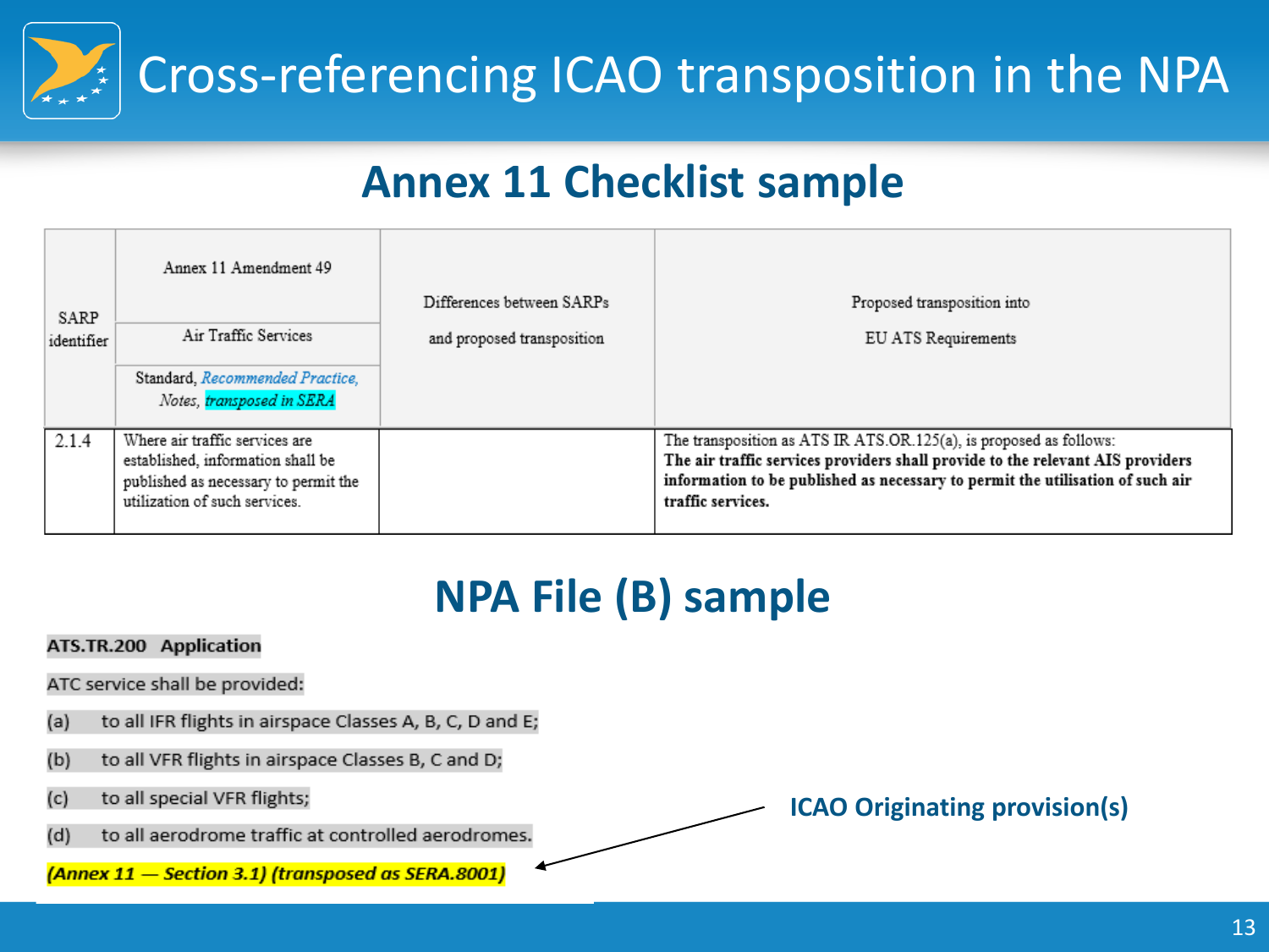# Cross-referencing ICAO transposition in the NPA

## Annex 11 Checklist sample

| SARP identifier | Annex 11 Amendment 49<br>Air Traffic Services<br>Standard, *Recommended Practice*, Notes, *transposed in SERA* | Differences between SARPs and proposed transposition | Proposed transposition into EU ATS Requirements |
|---|---|---|---|
| 2.1.4 | Where air traffic services are established, information shall be published as necessary to permit the utilization of such services. | | The transposition as ATS IR ATS.OR.125(a), is proposed as follows:<br>**The air traffic services providers shall provide to the relevant AIS providers information to be published as necessary to permit the utilisation of such air traffic services.** |

## NPA File (B) sample

**ATS.TR.200 Application**

ATC service shall be provided:

(a) to all IFR flights in airspace Classes A, B, C, D and E;

(b) to all VFR flights in airspace Classes B, C and D;

(c) to all special VFR flights;

(d) to all aerodrome traffic at controlled aerodromes.

***(Annex 11 — Section 3.1) (transposed as SERA.8001)***

**ICAO Originating provision(s)**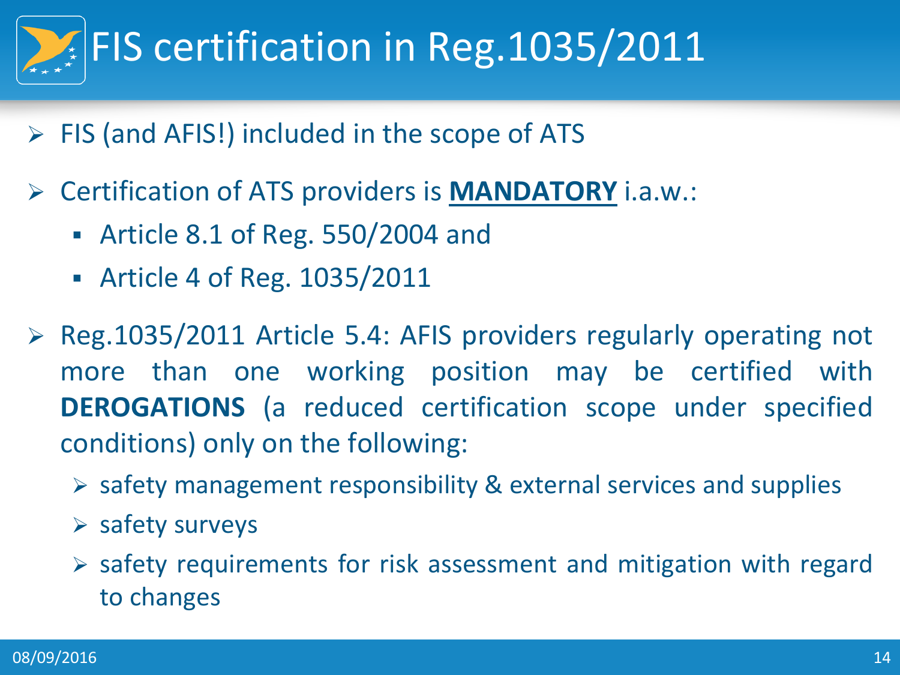# FIS certification in Reg.1035/2011

- FIS (and AFIS!) included in the scope of ATS
- Certification of ATS providers is **MANDATORY** i.a.w.:
  - Article 8.1 of Reg. 550/2004 and
  - Article 4 of Reg. 1035/2011
- Reg.1035/2011 Article 5.4: AFIS providers regularly operating not more than one working position may be certified with **DEROGATIONS** (a reduced certification scope under specified conditions) only on the following:
  - safety management responsibility & external services and supplies
  - safety surveys
  - safety requirements for risk assessment and mitigation with regard to changes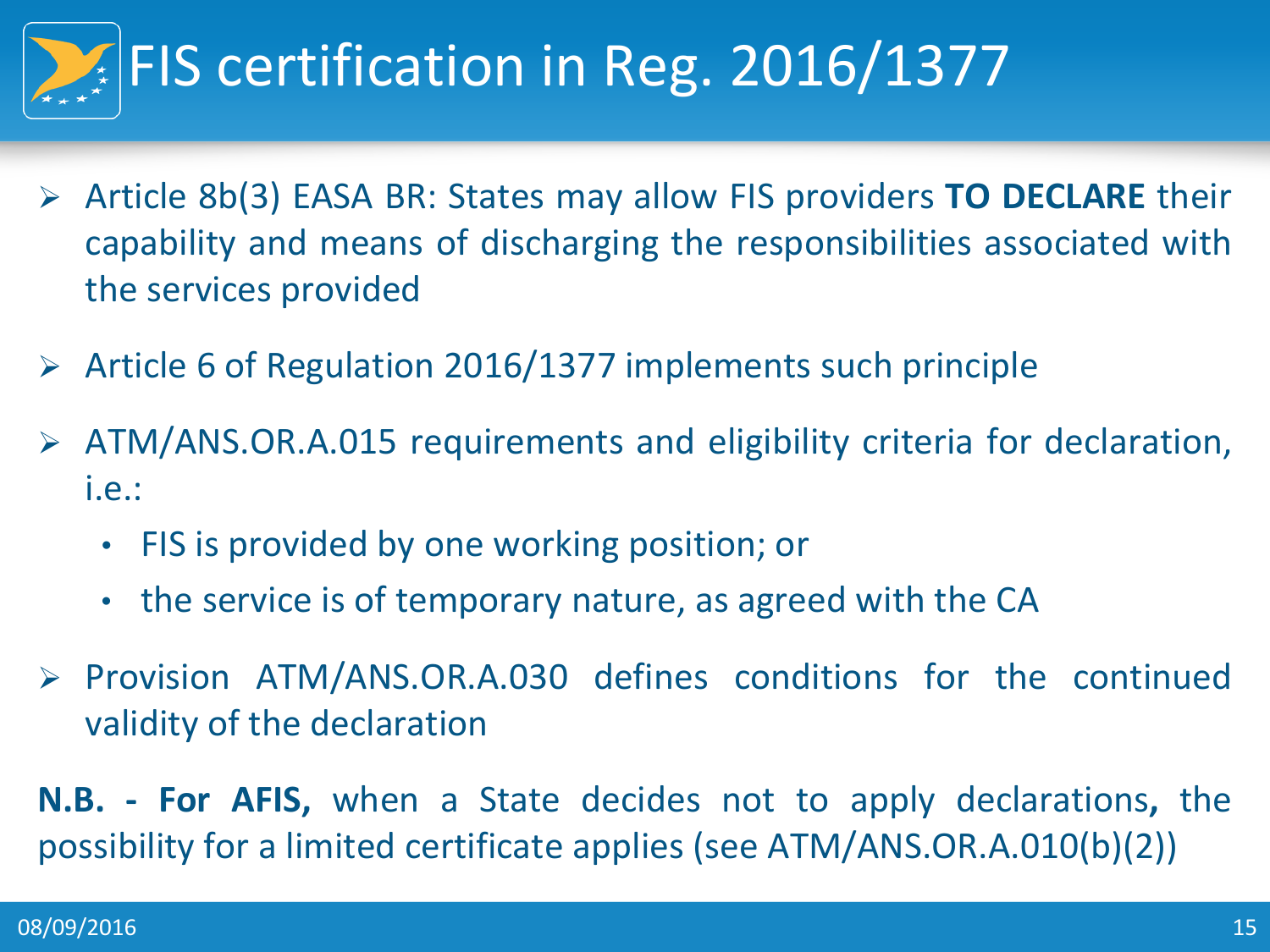# FIS certification in Reg. 2016/1377

- Article 8b(3) EASA BR: States may allow FIS providers **TO DECLARE** their capability and means of discharging the responsibilities associated with the services provided
- Article 6 of Regulation 2016/1377 implements such principle
- ATM/ANS.OR.A.015 requirements and eligibility criteria for declaration, i.e.:
  - FIS is provided by one working position; or
  - the service is of temporary nature, as agreed with the CA
- Provision ATM/ANS.OR.A.030 defines conditions for the continued validity of the declaration

**N.B. - For AFIS,** when a State decides not to apply declarations**,** the possibility for a limited certificate applies (see ATM/ANS.OR.A.010(b)(2))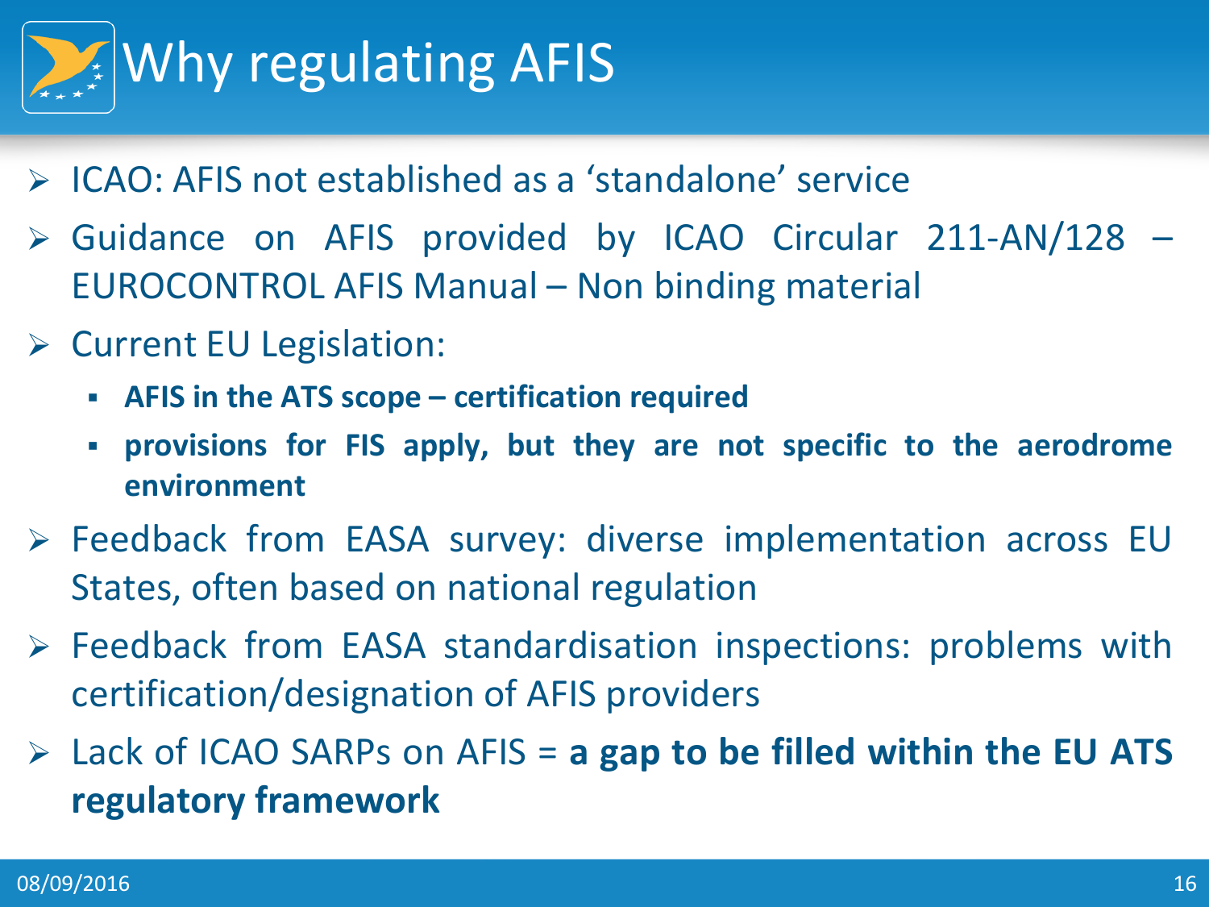# Why regulating AFIS

- ICAO: AFIS not established as a ‘standalone’ service
- Guidance on AFIS provided by ICAO Circular 211-AN/128 – EUROCONTROL AFIS Manual – Non binding material
- Current EU Legislation:
  - **AFIS in the ATS scope – certification required**
  - **provisions for FIS apply, but they are not specific to the aerodrome environment**
- Feedback from EASA survey: diverse implementation across EU States, often based on national regulation
- Feedback from EASA standardisation inspections: problems with certification/designation of AFIS providers
- Lack of ICAO SARPs on AFIS = **a gap to be filled within the EU ATS regulatory framework**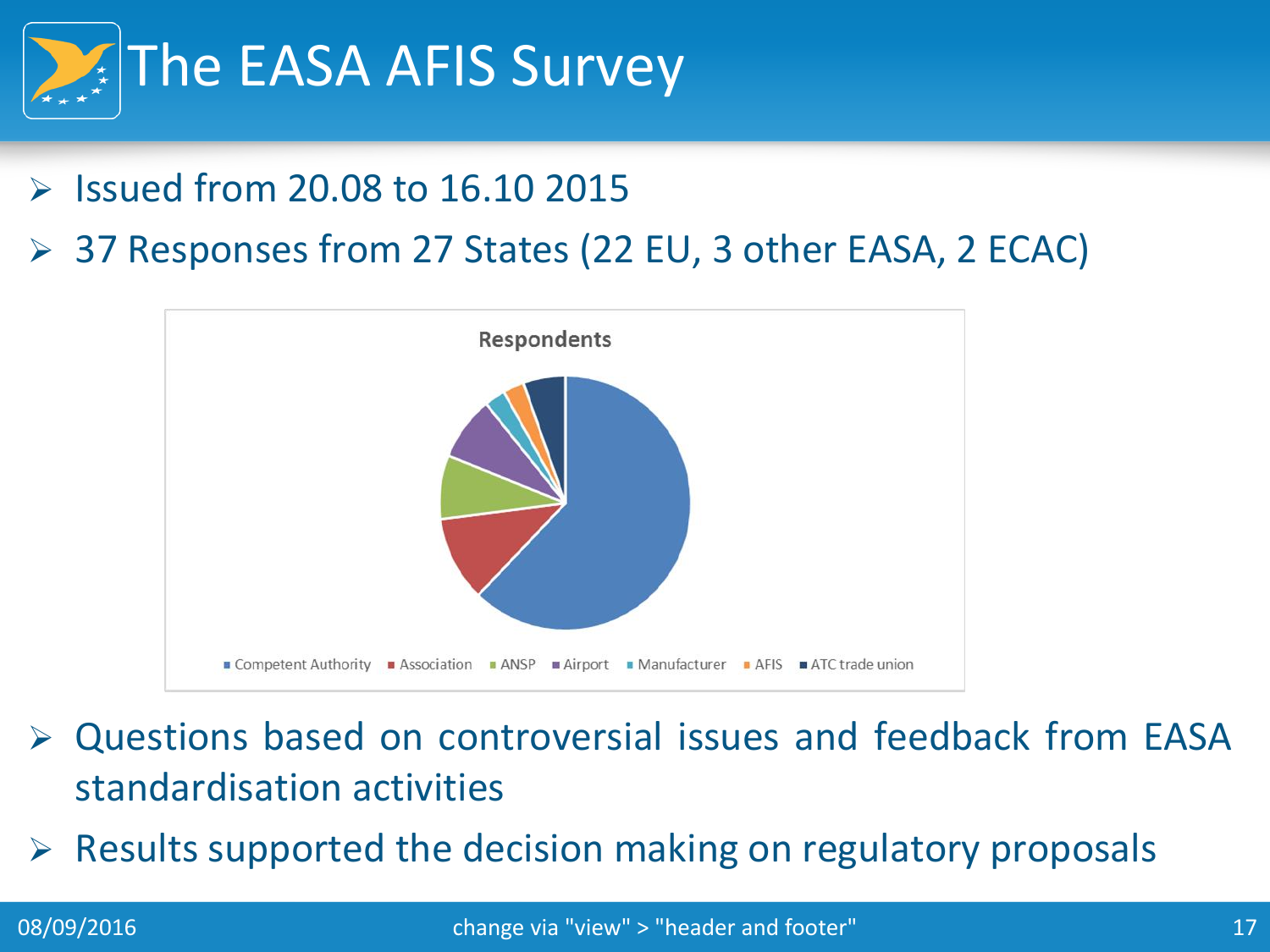# The EASA AFIS Survey

- Issued from 20.08 to 16.10 2015
- 37 Responses from 27 States (22 EU, 3 other EASA, 2 ECAC)

Respondents

Competent Authority, Association, ANSP, Airport, Manufacturer, AFIS, ATC trade union

- Questions based on controversial issues and feedback from EASA standardisation activities
- Results supported the decision making on regulatory proposals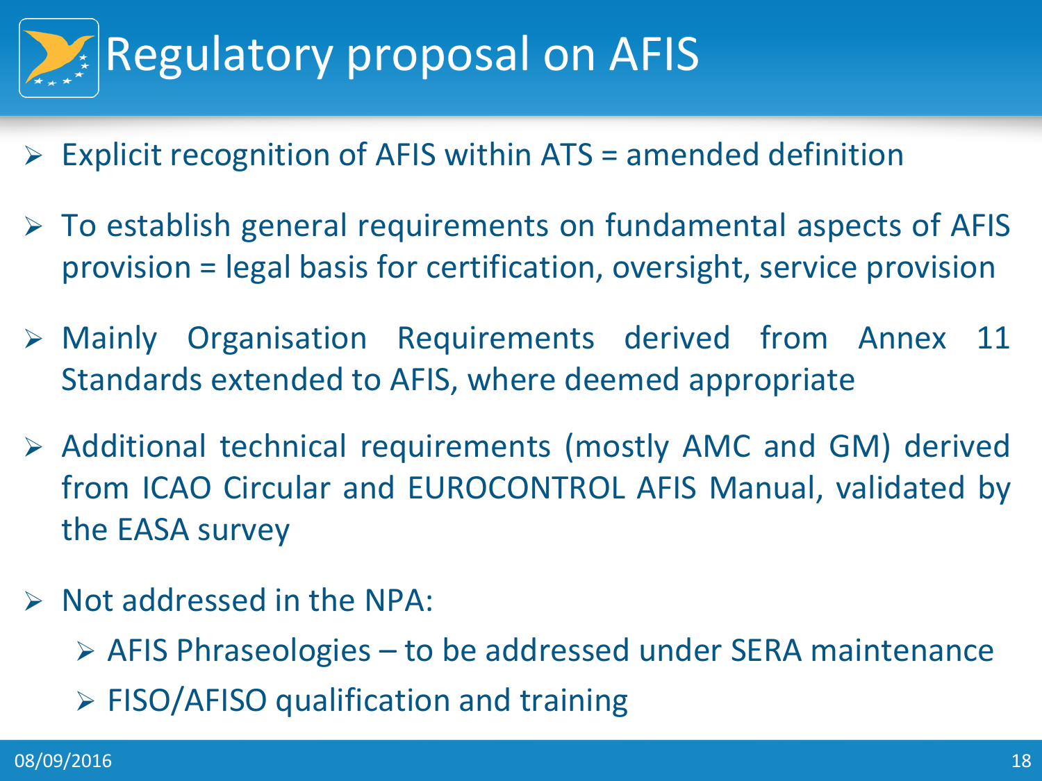# Regulatory proposal on AFIS

- Explicit recognition of AFIS within ATS = amended definition
- To establish general requirements on fundamental aspects of AFIS provision = legal basis for certification, oversight, service provision
- Mainly Organisation Requirements derived from Annex 11 Standards extended to AFIS, where deemed appropriate
- Additional technical requirements (mostly AMC and GM) derived from ICAO Circular and EUROCONTROL AFIS Manual, validated by the EASA survey
- Not addressed in the NPA:
  - AFIS Phraseologies – to be addressed under SERA maintenance
  - FISO/AFISO qualification and training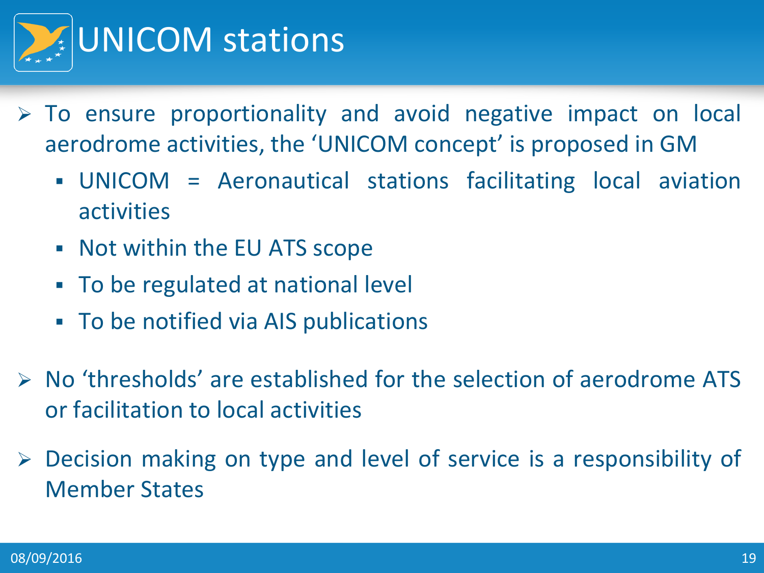# UNICOM stations

- To ensure proportionality and avoid negative impact on local aerodrome activities, the 'UNICOM concept' is proposed in GM
  - UNICOM = Aeronautical stations facilitating local aviation activities
  - Not within the EU ATS scope
  - To be regulated at national level
  - To be notified via AIS publications
- No 'thresholds' are established for the selection of aerodrome ATS or facilitation to local activities
- Decision making on type and level of service is a responsibility of Member States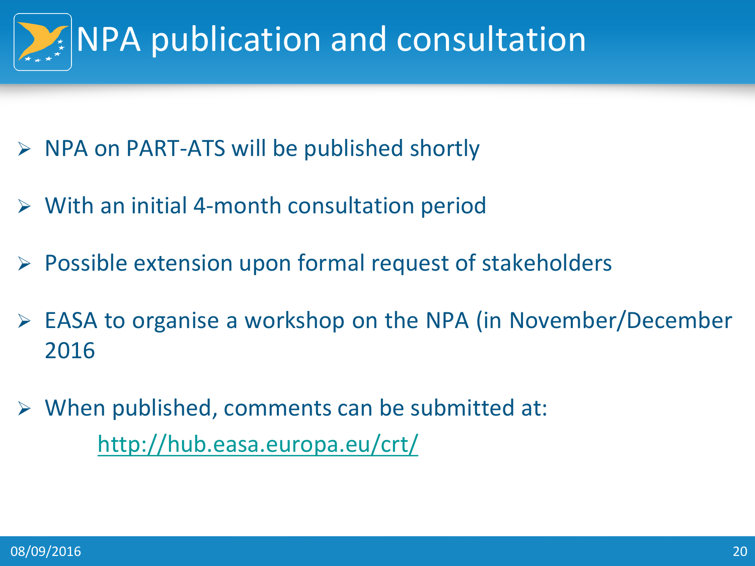# NPA publication and consultation

- NPA on PART-ATS will be published shortly
- With an initial 4-month consultation period
- Possible extension upon formal request of stakeholders
- EASA to organise a workshop on the NPA (in November/December 2016
- When published, comments can be submitted at:

  http://hub.easa.europa.eu/crt/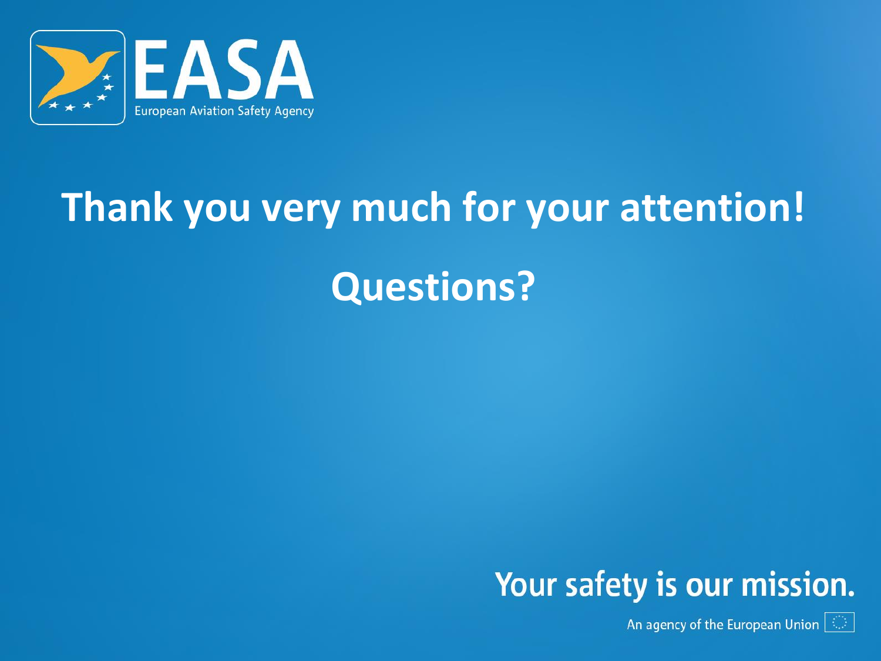EASA

European Aviation Safety Agency

# Thank you very much for your attention!

# Questions?

Your safety is our mission.

An agency of the European Union